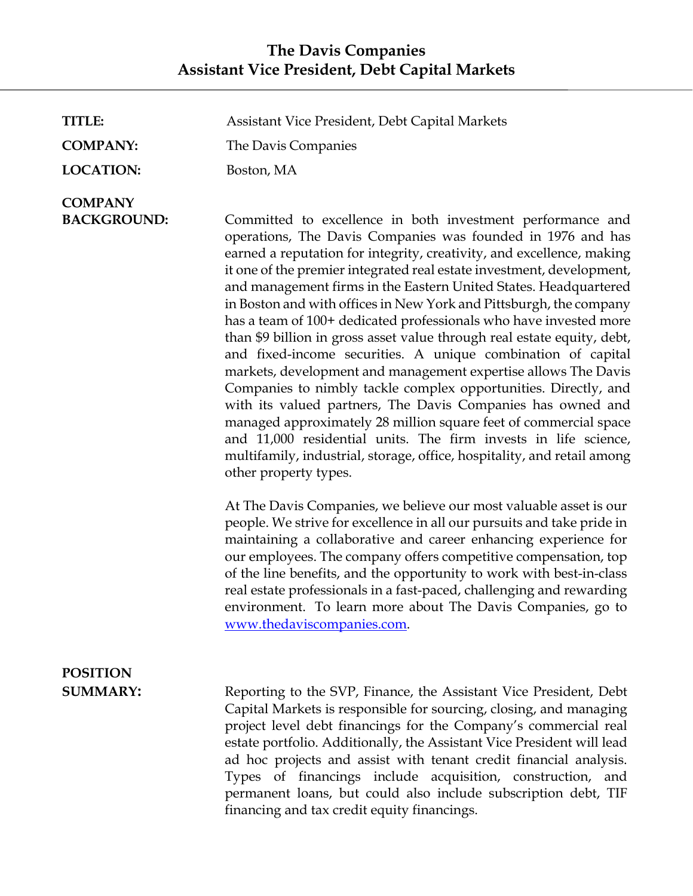# The Davis Companies
## Assistant Vice President, Debt Capital Markets

**TITLE:** Assistant Vice President, Debt Capital Markets

**COMPANY:** The Davis Companies

**LOCATION:** Boston, MA

**COMPANY BACKGROUND:**

Committed to excellence in both investment performance and operations, The Davis Companies was founded in 1976 and has earned a reputation for integrity, creativity, and excellence, making it one of the premier integrated real estate investment, development, and management firms in the Eastern United States. Headquartered in Boston and with offices in New York and Pittsburgh, the company has a team of 100+ dedicated professionals who have invested more than $9 billion in gross asset value through real estate equity, debt, and fixed-income securities. A unique combination of capital markets, development and management expertise allows The Davis Companies to nimbly tackle complex opportunities. Directly, and with its valued partners, The Davis Companies has owned and managed approximately 28 million square feet of commercial space and 11,000 residential units. The firm invests in life science, multifamily, industrial, storage, office, hospitality, and retail among other property types.

At The Davis Companies, we believe our most valuable asset is our people. We strive for excellence in all our pursuits and take pride in maintaining a collaborative and career enhancing experience for our employees. The company offers competitive compensation, top of the line benefits, and the opportunity to work with best-in-class real estate professionals in a fast-paced, challenging and rewarding environment. To learn more about The Davis Companies, go to www.thedaviscompanies.com.

**POSITION SUMMARY:**

Reporting to the SVP, Finance, the Assistant Vice President, Debt Capital Markets is responsible for sourcing, closing, and managing project level debt financings for the Company's commercial real estate portfolio. Additionally, the Assistant Vice President will lead ad hoc projects and assist with tenant credit financial analysis. Types of financings include acquisition, construction, and permanent loans, but could also include subscription debt, TIF financing and tax credit equity financings.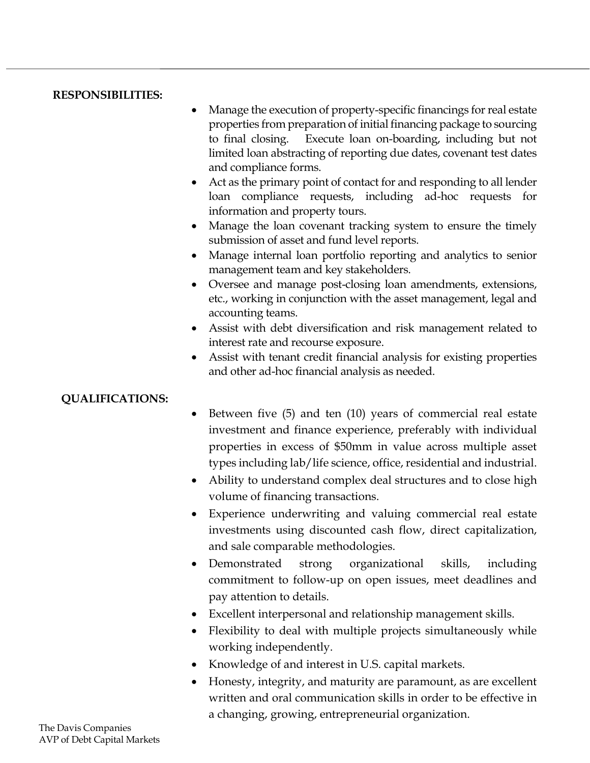**RESPONSIBILITIES:**

- Manage the execution of property-specific financings for real estate properties from preparation of initial financing package to sourcing to final closing. Execute loan on-boarding, including but not limited loan abstracting of reporting due dates, covenant test dates and compliance forms.
- Act as the primary point of contact for and responding to all lender loan compliance requests, including ad-hoc requests for information and property tours.
- Manage the loan covenant tracking system to ensure the timely submission of asset and fund level reports.
- Manage internal loan portfolio reporting and analytics to senior management team and key stakeholders.
- Oversee and manage post-closing loan amendments, extensions, etc., working in conjunction with the asset management, legal and accounting teams.
- Assist with debt diversification and risk management related to interest rate and recourse exposure.
- Assist with tenant credit financial analysis for existing properties and other ad-hoc financial analysis as needed.

**QUALIFICATIONS:**

- Between five (5) and ten (10) years of commercial real estate investment and finance experience, preferably with individual properties in excess of $50mm in value across multiple asset types including lab/life science, office, residential and industrial.
- Ability to understand complex deal structures and to close high volume of financing transactions.
- Experience underwriting and valuing commercial real estate investments using discounted cash flow, direct capitalization, and sale comparable methodologies.
- Demonstrated strong organizational skills, including commitment to follow-up on open issues, meet deadlines and pay attention to details.
- Excellent interpersonal and relationship management skills.
- Flexibility to deal with multiple projects simultaneously while working independently.
- Knowledge of and interest in U.S. capital markets.
- Honesty, integrity, and maturity are paramount, as are excellent written and oral communication skills in order to be effective in a changing, growing, entrepreneurial organization.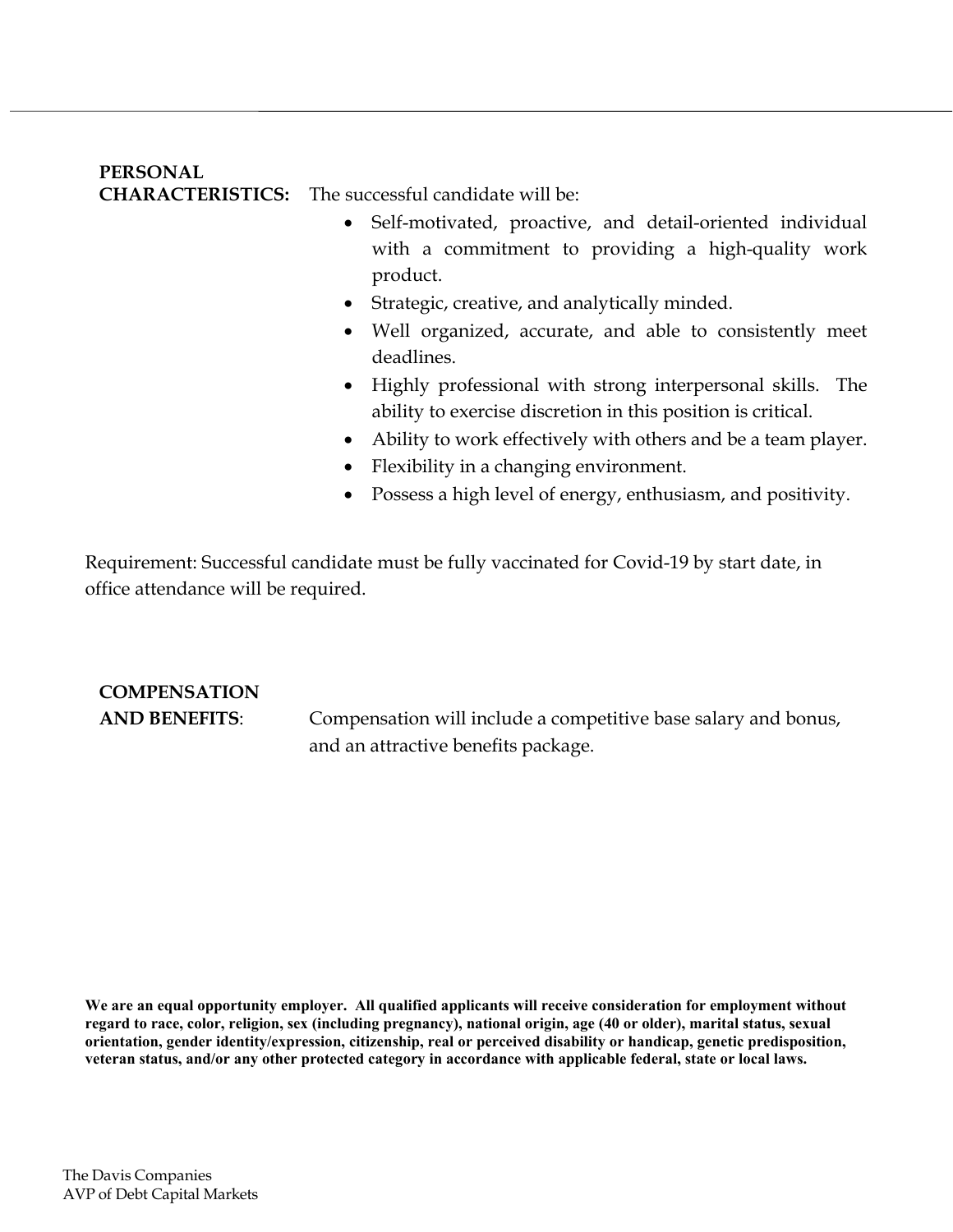**PERSONAL CHARACTERISTICS:** The successful candidate will be:

- Self-motivated, proactive, and detail-oriented individual with a commitment to providing a high-quality work product.
- Strategic, creative, and analytically minded.
- Well organized, accurate, and able to consistently meet deadlines.
- Highly professional with strong interpersonal skills. The ability to exercise discretion in this position is critical.
- Ability to work effectively with others and be a team player.
- Flexibility in a changing environment.
- Possess a high level of energy, enthusiasm, and positivity.

Requirement: Successful candidate must be fully vaccinated for Covid-19 by start date, in office attendance will be required.

**COMPENSATION AND BENEFITS**: Compensation will include a competitive base salary and bonus, and an attractive benefits package.

**We are an equal opportunity employer. All qualified applicants will receive consideration for employment without regard to race, color, religion, sex (including pregnancy), national origin, age (40 or older), marital status, sexual orientation, gender identity/expression, citizenship, real or perceived disability or handicap, genetic predisposition, veteran status, and/or any other protected category in accordance with applicable federal, state or local laws.**